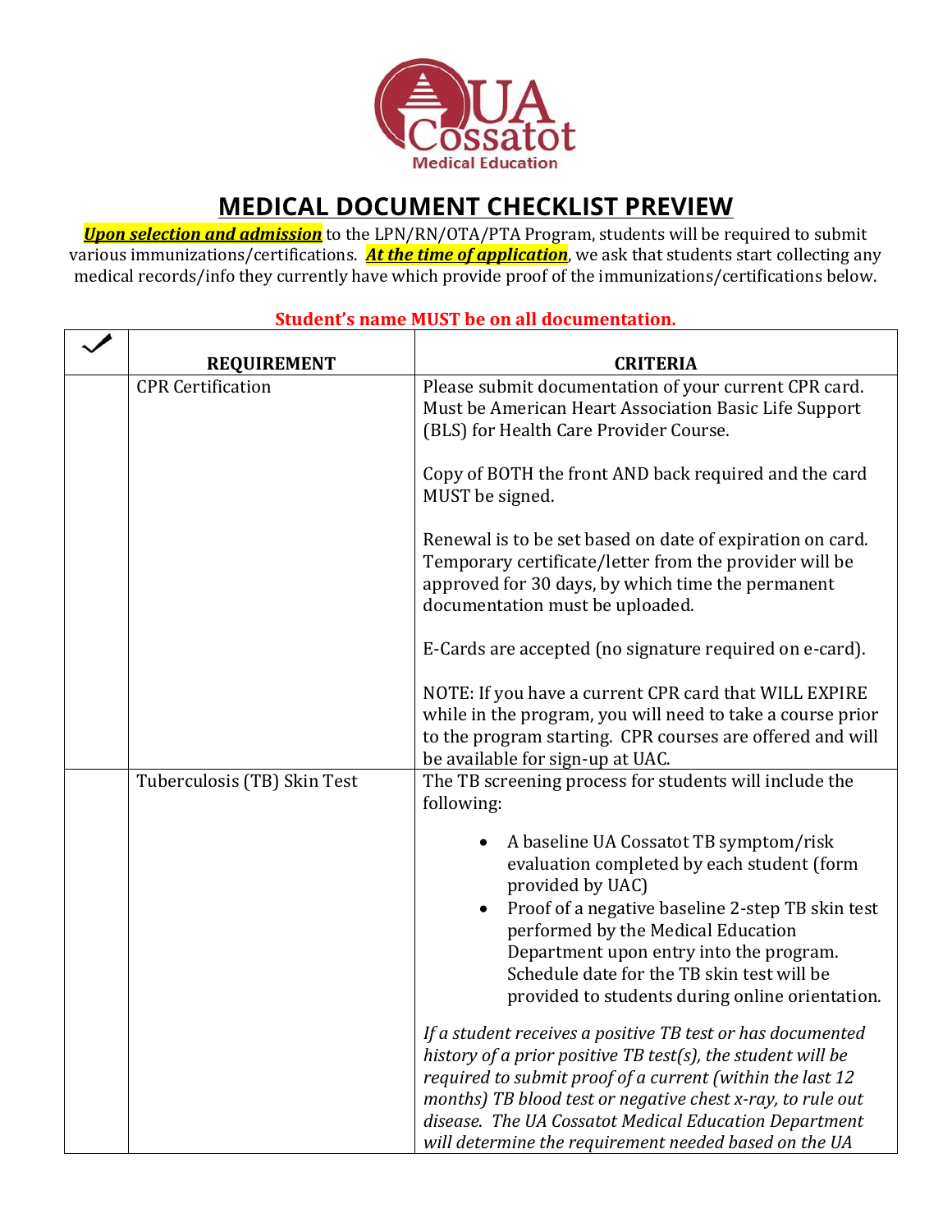UA Cossatot Medical Education

# MEDICAL DOCUMENT CHECKLIST PREVIEW

***Upon selection and admission*** to the LPN/RN/OTA/PTA Program, students will be required to submit various immunizations/certifications. ***At the time of application***, we ask that students start collecting any medical records/info they currently have which provide proof of the immunizations/certifications below.

**Student's name MUST be on all documentation.**

| ✓ | REQUIREMENT | CRITERIA |
|---|---|---|
| | CPR Certification | Please submit documentation of your current CPR card. Must be American Heart Association Basic Life Support (BLS) for Health Care Provider Course.<br><br>Copy of BOTH the front AND back required and the card MUST be signed.<br><br>Renewal is to be set based on date of expiration on card. Temporary certificate/letter from the provider will be approved for 30 days, by which time the permanent documentation must be uploaded.<br><br>E-Cards are accepted (no signature required on e-card).<br><br>NOTE: If you have a current CPR card that WILL EXPIRE while in the program, you will need to take a course prior to the program starting. CPR courses are offered and will be available for sign-up at UAC. |
| | Tuberculosis (TB) Skin Test | The TB screening process for students will include the following:<br><br>• A baseline UA Cossatot TB symptom/risk evaluation completed by each student (form provided by UAC)<br>• Proof of a negative baseline 2-step TB skin test performed by the Medical Education Department upon entry into the program. Schedule date for the TB skin test will be provided to students during online orientation.<br><br>*If a student receives a positive TB test or has documented history of a prior positive TB test(s), the student will be required to submit proof of a current (within the last 12 months) TB blood test or negative chest x-ray, to rule out disease. The UA Cossatot Medical Education Department will determine the requirement needed based on the UA* |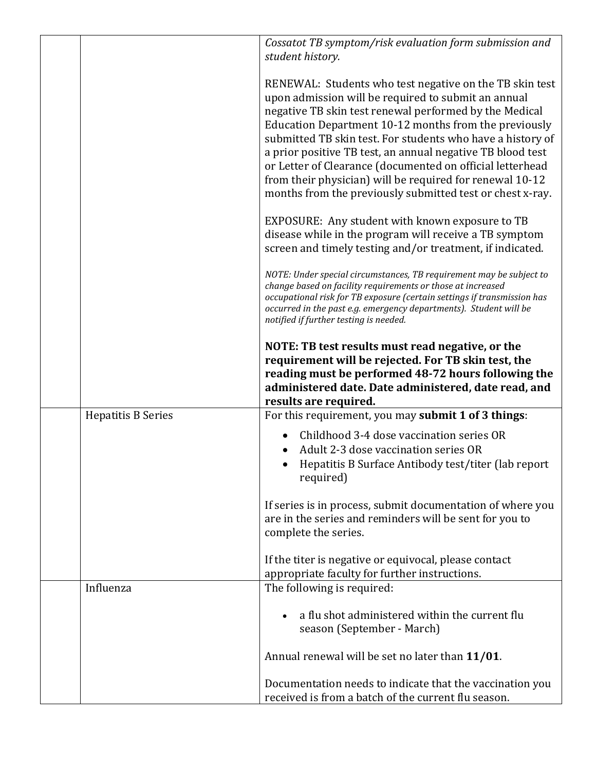| | | |
|---|---|---|
| | | *Cossatot TB symptom/risk evaluation form submission and student history.*<br><br>RENEWAL: Students who test negative on the TB skin test upon admission will be required to submit an annual negative TB skin test renewal performed by the Medical Education Department 10-12 months from the previously submitted TB skin test. For students who have a history of a prior positive TB test, an annual negative TB blood test or Letter of Clearance (documented on official letterhead from their physician) will be required for renewal 10-12 months from the previously submitted test or chest x-ray.<br><br>EXPOSURE: Any student with known exposure to TB disease while in the program will receive a TB symptom screen and timely testing and/or treatment, if indicated.<br><br>*NOTE: Under special circumstances, TB requirement may be subject to change based on facility requirements or those at increased occupational risk for TB exposure (certain settings if transmission has occurred in the past e.g. emergency departments). Student will be notified if further testing is needed.*<br><br>**NOTE: TB test results must read negative, or the requirement will be rejected. For TB skin test, the reading must be performed 48-72 hours following the administered date. Date administered, date read, and results are required.** |
| | Hepatitis B Series | For this requirement, you may **submit 1 of 3 things**:<br><br>• Childhood 3-4 dose vaccination series OR<br>• Adult 2-3 dose vaccination series OR<br>• Hepatitis B Surface Antibody test/titer (lab report required)<br><br>If series is in process, submit documentation of where you are in the series and reminders will be sent for you to complete the series.<br><br>If the titer is negative or equivocal, please contact appropriate faculty for further instructions. |
| | Influenza | The following is required:<br><br>• a flu shot administered within the current flu season (September - March)<br><br>Annual renewal will be set no later than **11/01**.<br><br>Documentation needs to indicate that the vaccination you received is from a batch of the current flu season. |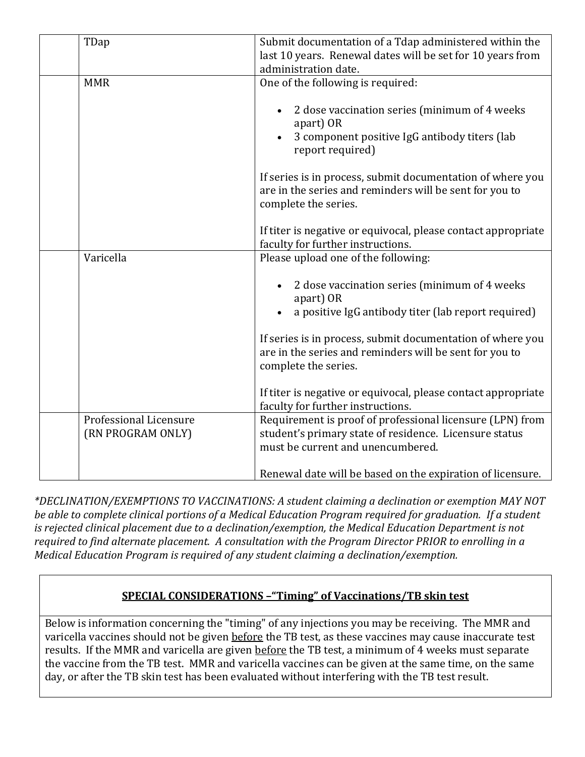| | | |
|---|---|---|
| | TDap | Submit documentation of a Tdap administered within the last 10 years. Renewal dates will be set for 10 years from administration date. |
| | MMR | One of the following is required:<br><br>• 2 dose vaccination series (minimum of 4 weeks apart) OR<br>• 3 component positive IgG antibody titers (lab report required)<br><br>If series is in process, submit documentation of where you are in the series and reminders will be sent for you to complete the series.<br><br>If titer is negative or equivocal, please contact appropriate faculty for further instructions. |
| | Varicella | Please upload one of the following:<br><br>• 2 dose vaccination series (minimum of 4 weeks apart) OR<br>• a positive IgG antibody titer (lab report required)<br><br>If series is in process, submit documentation of where you are in the series and reminders will be sent for you to complete the series.<br><br>If titer is negative or equivocal, please contact appropriate faculty for further instructions. |
| | Professional Licensure (RN PROGRAM ONLY) | Requirement is proof of professional licensure (LPN) from student's primary state of residence. Licensure status must be current and unencumbered.<br><br>Renewal date will be based on the expiration of licensure. |

*\*DECLINATION/EXEMPTIONS TO VACCINATIONS: A student claiming a declination or exemption MAY NOT be able to complete clinical portions of a Medical Education Program required for graduation. If a student is rejected clinical placement due to a declination/exemption, the Medical Education Department is not required to find alternate placement. A consultation with the Program Director PRIOR to enrolling in a Medical Education Program is required of any student claiming a declination/exemption.*

| **SPECIAL CONSIDERATIONS –"Timing" of Vaccinations/TB skin test** |
|---|
| Below is information concerning the "timing" of any injections you may be receiving. The MMR and varicella vaccines should not be given <u>before</u> the TB test, as these vaccines may cause inaccurate test results. If the MMR and varicella are given <u>before</u> the TB test, a minimum of 4 weeks must separate the vaccine from the TB test. MMR and varicella vaccines can be given at the same time, on the same day, or after the TB skin test has been evaluated without interfering with the TB test result. |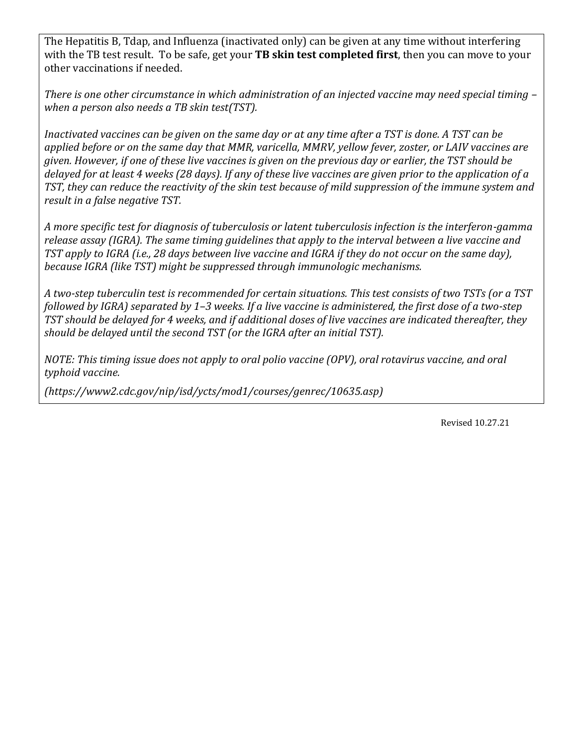The Hepatitis B, Tdap, and Influenza (inactivated only) can be given at any time without interfering with the TB test result.  To be safe, get your **TB skin test completed first**, then you can move to your other vaccinations if needed.

*There is one other circumstance in which administration of an injected vaccine may need special timing – when a person also needs a TB skin test(TST).*

*Inactivated vaccines can be given on the same day or at any time after a TST is done. A TST can be applied before or on the same day that MMR, varicella, MMRV, yellow fever, zoster, or LAIV vaccines are given. However, if one of these live vaccines is given on the previous day or earlier, the TST should be delayed for at least 4 weeks (28 days). If any of these live vaccines are given prior to the application of a TST, they can reduce the reactivity of the skin test because of mild suppression of the immune system and result in a false negative TST.*

*A more specific test for diagnosis of tuberculosis or latent tuberculosis infection is the interferon-gamma release assay (IGRA). The same timing guidelines that apply to the interval between a live vaccine and TST apply to IGRA (i.e., 28 days between live vaccine and IGRA if they do not occur on the same day), because IGRA (like TST) might be suppressed through immunologic mechanisms.*

*A two-step tuberculin test is recommended for certain situations. This test consists of two TSTs (or a TST followed by IGRA) separated by 1–3 weeks. If a live vaccine is administered, the first dose of a two-step TST should be delayed for 4 weeks, and if additional doses of live vaccines are indicated thereafter, they should be delayed until the second TST (or the IGRA after an initial TST).*

*NOTE: This timing issue does not apply to oral polio vaccine (OPV), oral rotavirus vaccine, and oral typhoid vaccine.*

*(https://www2.cdc.gov/nip/isd/ycts/mod1/courses/genrec/10635.asp)*

Revised 10.27.21